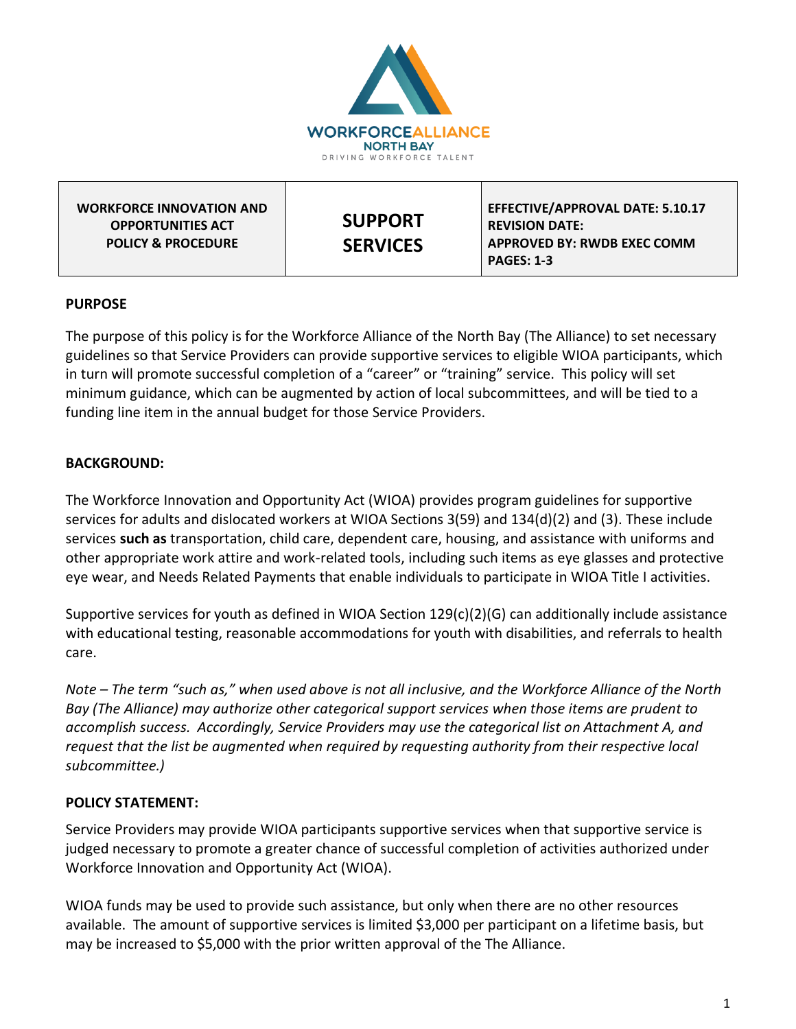WORKFORCE ALLIANCE NORTH BAY
DRIVING WORKFORCE TALENT

| WORKFORCE INNOVATION AND OPPORTUNITIES ACT POLICY & PROCEDURE | SUPPORT SERVICES | EFFECTIVE/APPROVAL DATE: 5.10.17<br>REVISION DATE:<br>APPROVED BY: RWDB EXEC COMM<br>PAGES: 1-3 |
|---|---|---|

## PURPOSE

The purpose of this policy is for the Workforce Alliance of the North Bay (The Alliance) to set necessary guidelines so that Service Providers can provide supportive services to eligible WIOA participants, which in turn will promote successful completion of a "career" or "training" service. This policy will set minimum guidance, which can be augmented by action of local subcommittees, and will be tied to a funding line item in the annual budget for those Service Providers.

## BACKGROUND:

The Workforce Innovation and Opportunity Act (WIOA) provides program guidelines for supportive services for adults and dislocated workers at WIOA Sections 3(59) and 134(d)(2) and (3). These include services **such as** transportation, child care, dependent care, housing, and assistance with uniforms and other appropriate work attire and work-related tools, including such items as eye glasses and protective eye wear, and Needs Related Payments that enable individuals to participate in WIOA Title I activities.

Supportive services for youth as defined in WIOA Section 129(c)(2)(G) can additionally include assistance with educational testing, reasonable accommodations for youth with disabilities, and referrals to health care.

*Note – The term "such as," when used above is not all inclusive, and the Workforce Alliance of the North Bay (The Alliance) may authorize other categorical support services when those items are prudent to accomplish success. Accordingly, Service Providers may use the categorical list on Attachment A, and request that the list be augmented when required by requesting authority from their respective local subcommittee.)*

## POLICY STATEMENT:

Service Providers may provide WIOA participants supportive services when that supportive service is judged necessary to promote a greater chance of successful completion of activities authorized under Workforce Innovation and Opportunity Act (WIOA).

WIOA funds may be used to provide such assistance, but only when there are no other resources available. The amount of supportive services is limited $3,000 per participant on a lifetime basis, but may be increased to $5,000 with the prior written approval of the The Alliance.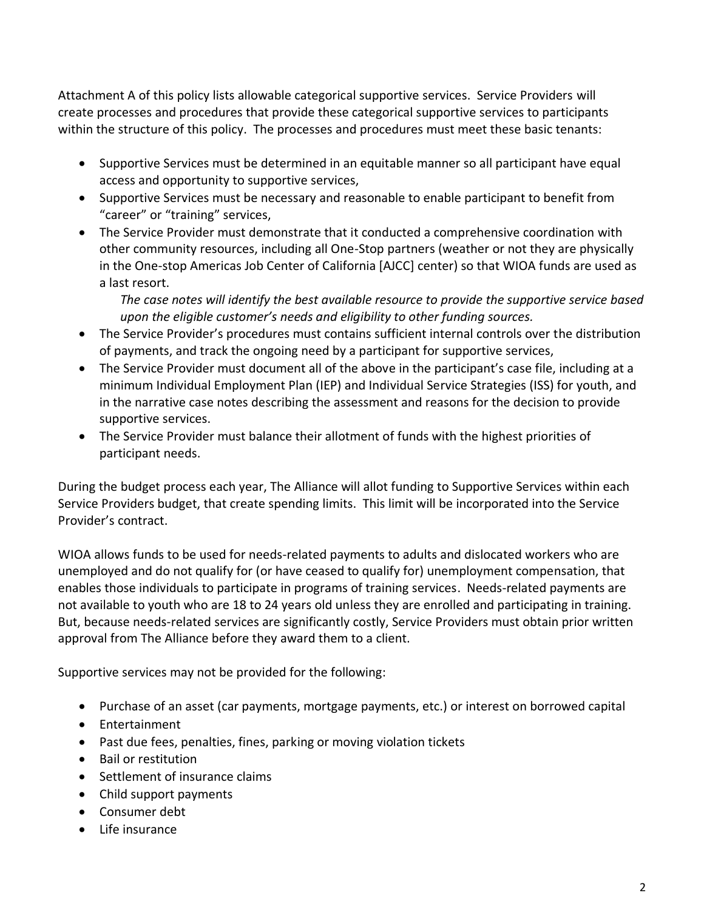Attachment A of this policy lists allowable categorical supportive services. Service Providers will create processes and procedures that provide these categorical supportive services to participants within the structure of this policy. The processes and procedures must meet these basic tenants:

- Supportive Services must be determined in an equitable manner so all participant have equal access and opportunity to supportive services,
- Supportive Services must be necessary and reasonable to enable participant to benefit from "career" or "training" services,
- The Service Provider must demonstrate that it conducted a comprehensive coordination with other community resources, including all One-Stop partners (weather or not they are physically in the One-stop Americas Job Center of California [AJCC] center) so that WIOA funds are used as a last resort.

  *The case notes will identify the best available resource to provide the supportive service based upon the eligible customer's needs and eligibility to other funding sources.*
- The Service Provider's procedures must contains sufficient internal controls over the distribution of payments, and track the ongoing need by a participant for supportive services,
- The Service Provider must document all of the above in the participant's case file, including at a minimum Individual Employment Plan (IEP) and Individual Service Strategies (ISS) for youth, and in the narrative case notes describing the assessment and reasons for the decision to provide supportive services.
- The Service Provider must balance their allotment of funds with the highest priorities of participant needs.

During the budget process each year, The Alliance will allot funding to Supportive Services within each Service Providers budget, that create spending limits. This limit will be incorporated into the Service Provider's contract.

WIOA allows funds to be used for needs-related payments to adults and dislocated workers who are unemployed and do not qualify for (or have ceased to qualify for) unemployment compensation, that enables those individuals to participate in programs of training services. Needs-related payments are not available to youth who are 18 to 24 years old unless they are enrolled and participating in training. But, because needs-related services are significantly costly, Service Providers must obtain prior written approval from The Alliance before they award them to a client.

Supportive services may not be provided for the following:

- Purchase of an asset (car payments, mortgage payments, etc.) or interest on borrowed capital
- Entertainment
- Past due fees, penalties, fines, parking or moving violation tickets
- Bail or restitution
- Settlement of insurance claims
- Child support payments
- Consumer debt
- Life insurance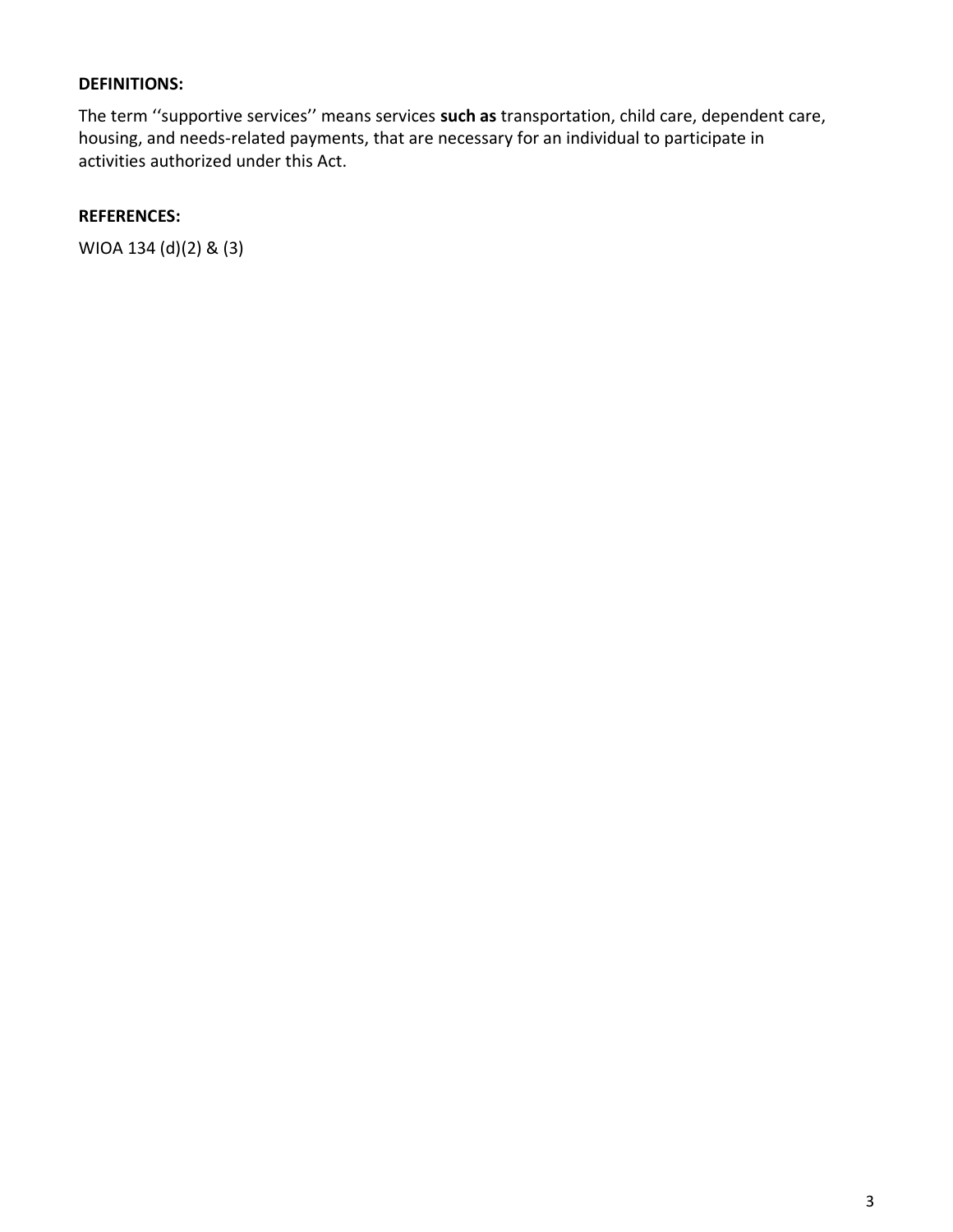**DEFINITIONS:**

The term ''supportive services'' means services **such as** transportation, child care, dependent care, housing, and needs-related payments, that are necessary for an individual to participate in activities authorized under this Act.

**REFERENCES:**

WIOA 134 (d)(2) & (3)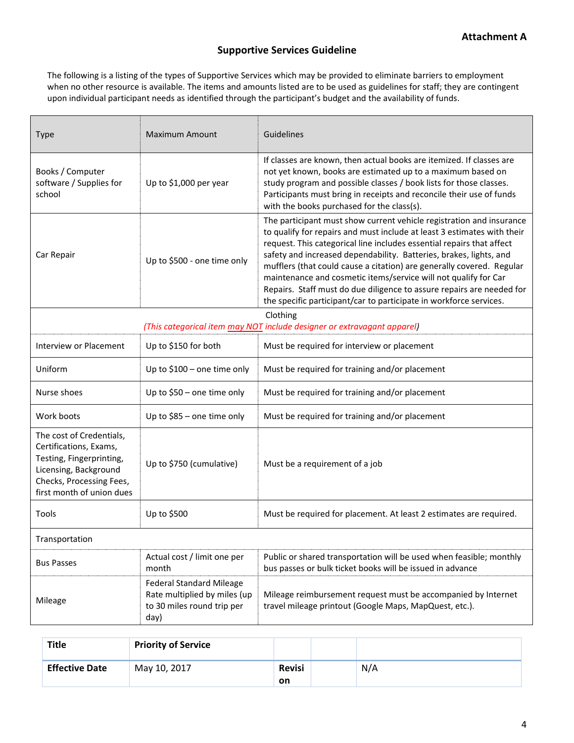**Attachment A**

## Supportive Services Guideline

The following is a listing of the types of Supportive Services which may be provided to eliminate barriers to employment when no other resource is available. The items and amounts listed are to be used as guidelines for staff; they are contingent upon individual participant needs as identified through the participant's budget and the availability of funds.

| Type | Maximum Amount | Guidelines |
|---|---|---|
| Books / Computer software / Supplies for school | Up to $1,000 per year | If classes are known, then actual books are itemized. If classes are not yet known, books are estimated up to a maximum based on study program and possible classes / book lists for those classes. Participants must bring in receipts and reconcile their use of funds with the books purchased for the class(s). |
| Car Repair | Up to $500 - one time only | The participant must show current vehicle registration and insurance to qualify for repairs and must include at least 3 estimates with their request. This categorical line includes essential repairs that affect safety and increased dependability. Batteries, brakes, lights, and mufflers (that could cause a citation) are generally covered. Regular maintenance and cosmetic items/service will not qualify for Car Repairs. Staff must do due diligence to assure repairs are needed for the specific participant/car to participate in workforce services. |
| Clothing *(This categorical item may NOT include designer or extravagant apparel)* | | |
| Interview or Placement | Up to $150 for both | Must be required for interview or placement |
| Uniform | Up to $100 – one time only | Must be required for training and/or placement |
| Nurse shoes | Up to $50 – one time only | Must be required for training and/or placement |
| Work boots | Up to $85 – one time only | Must be required for training and/or placement |
| The cost of Credentials, Certifications, Exams, Testing, Fingerprinting, Licensing, Background Checks, Processing Fees, first month of union dues | Up to $750 (cumulative) | Must be a requirement of a job |
| Tools | Up to $500 | Must be required for placement. At least 2 estimates are required. |
| Transportation | | |
| Bus Passes | Actual cost / limit one per month | Public or shared transportation will be used when feasible; monthly bus passes or bulk ticket books will be issued in advance |
| Mileage | Federal Standard Mileage Rate multiplied by miles (up to 30 miles round trip per day) | Mileage reimbursement request must be accompanied by Internet travel mileage printout (Google Maps, MapQuest, etc.). |

| **Title** | **Priority of Service** | | | |
|---|---|---|---|---|
| **Effective Date** | May 10, 2017 | **Revision** | | N/A |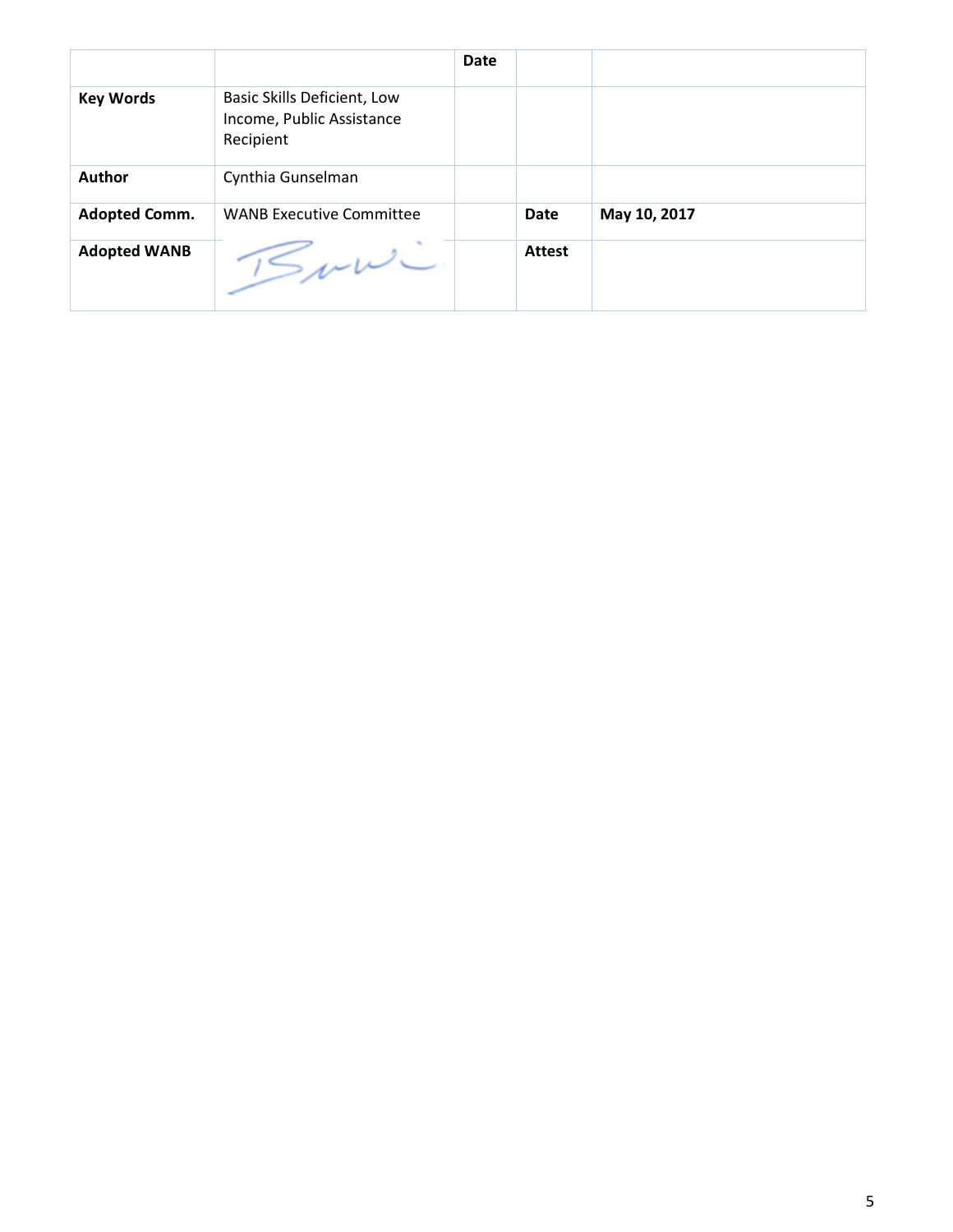| | | | | |
|---|---|---|---|---|
| | | **Date** | | |
| **Key Words** | Basic Skills Deficient, Low Income, Public Assistance Recipient | | | |
| **Author** | Cynthia Gunselman | | | |
| **Adopted Comm.** | WANB Executive Committee | | **Date** | **May 10, 2017** |
| **Adopted WANB** | | | **Attest** | |